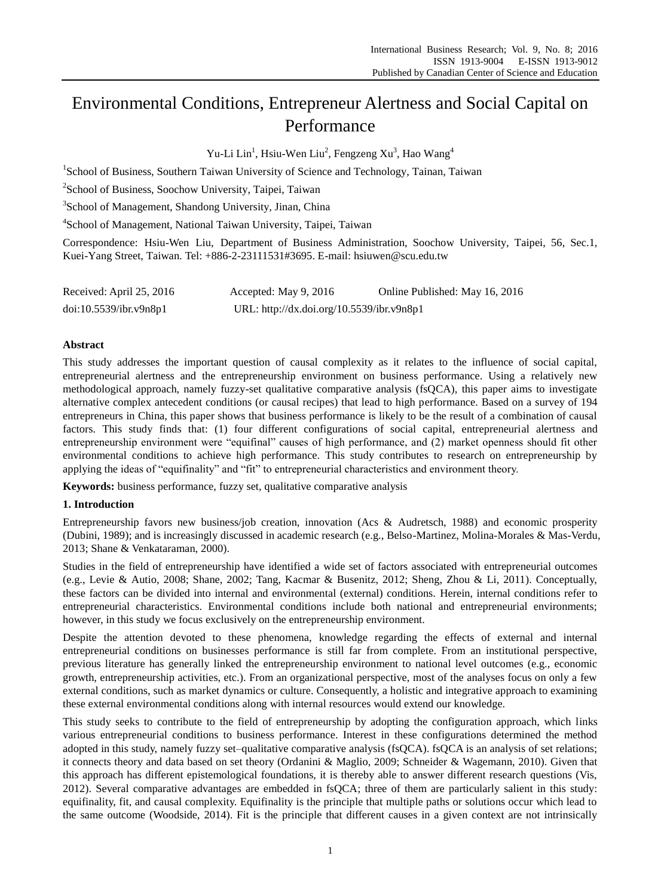# Environmental Conditions, Entrepreneur Alertness and Social Capital on Performance

Yu-Li Lin[1], Hsiu-Wen Liu[2], Fengzeng Xu[3], Hao Wang[4]

[1]School of Business, Southern Taiwan University of Science and Technology, Tainan, Taiwan

[2]School of Business, Soochow University, Taipei, Taiwan

[3]School of Management, Shandong University, Jinan, China

[4]School of Management, National Taiwan University, Taipei, Taiwan

Correspondence: Hsiu-Wen Liu, Department of Business Administration, Soochow University, Taipei, 56, Sec.1, Kuei-Yang Street, Taiwan. Tel: +886-2-23111531#3695. E-mail: hsiuwen@scu.edu.tw

Received: April 25, 2016 Accepted: May 9, 2016 Online Published: May 16, 2016

doi:10.5539/ibr.v9n8p1 URL: http://dx.doi.org/10.5539/ibr.v9n8p1

## Abstract

This study addresses the important question of causal complexity as it relates to the influence of social capital, entrepreneurial alertness and the entrepreneurship environment on business performance. Using a relatively new methodological approach, namely fuzzy-set qualitative comparative analysis (fsQCA), this paper aims to investigate alternative complex antecedent conditions (or causal recipes) that lead to high performance. Based on a survey of 194 entrepreneurs in China, this paper shows that business performance is likely to be the result of a combination of causal factors. This study finds that: (1) four different configurations of social capital, entrepreneurial alertness and entrepreneurship environment were "equifinal" causes of high performance, and (2) market openness should fit other environmental conditions to achieve high performance. This study contributes to research on entrepreneurship by applying the ideas of "equifinality" and "fit" to entrepreneurial characteristics and environment theory.

**Keywords:** business performance, fuzzy set, qualitative comparative analysis

## 1. Introduction

Entrepreneurship favors new business/job creation, innovation (Acs & Audretsch, 1988) and economic prosperity (Dubini, 1989); and is increasingly discussed in academic research (e.g., Belso-Martinez, Molina-Morales & Mas-Verdu, 2013; Shane & Venkataraman, 2000).

Studies in the field of entrepreneurship have identified a wide set of factors associated with entrepreneurial outcomes (e.g., Levie & Autio, 2008; Shane, 2002; Tang, Kacmar & Busenitz, 2012; Sheng, Zhou & Li, 2011). Conceptually, these factors can be divided into internal and environmental (external) conditions. Herein, internal conditions refer to entrepreneurial characteristics. Environmental conditions include both national and entrepreneurial environments; however, in this study we focus exclusively on the entrepreneurship environment.

Despite the attention devoted to these phenomena, knowledge regarding the effects of external and internal entrepreneurial conditions on businesses performance is still far from complete. From an institutional perspective, previous literature has generally linked the entrepreneurship environment to national level outcomes (e.g., economic growth, entrepreneurship activities, etc.). From an organizational perspective, most of the analyses focus on only a few external conditions, such as market dynamics or culture. Consequently, a holistic and integrative approach to examining these external environmental conditions along with internal resources would extend our knowledge.

This study seeks to contribute to the field of entrepreneurship by adopting the configuration approach, which links various entrepreneurial conditions to business performance. Interest in these configurations determined the method adopted in this study, namely fuzzy set–qualitative comparative analysis (fsQCA). fsQCA is an analysis of set relations; it connects theory and data based on set theory (Ordanini & Maglio, 2009; Schneider & Wagemann, 2010). Given that this approach has different epistemological foundations, it is thereby able to answer different research questions (Vis, 2012). Several comparative advantages are embedded in fsQCA; three of them are particularly salient in this study: equifinality, fit, and causal complexity. Equifinality is the principle that multiple paths or solutions occur which lead to the same outcome (Woodside, 2014). Fit is the principle that different causes in a given context are not intrinsically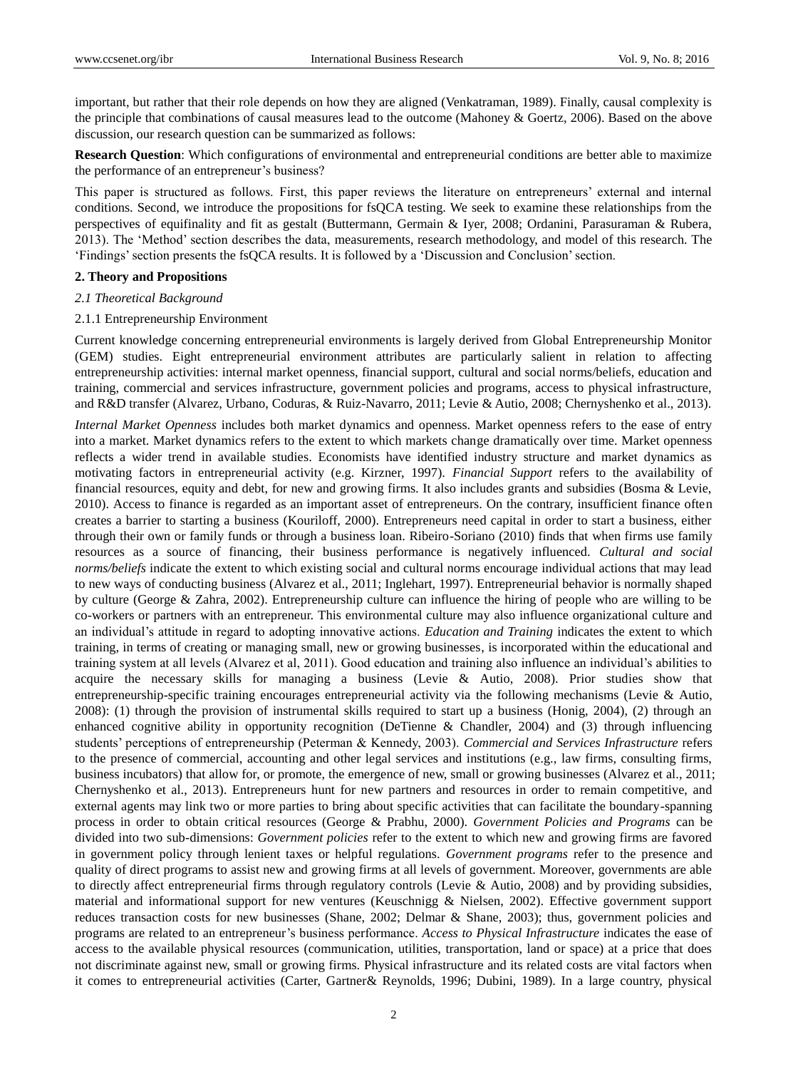important, but rather that their role depends on how they are aligned (Venkatraman, 1989). Finally, causal complexity is the principle that combinations of causal measures lead to the outcome (Mahoney & Goertz, 2006). Based on the above discussion, our research question can be summarized as follows:

**Research Question**: Which configurations of environmental and entrepreneurial conditions are better able to maximize the performance of an entrepreneur's business?

This paper is structured as follows. First, this paper reviews the literature on entrepreneurs' external and internal conditions. Second, we introduce the propositions for fsQCA testing. We seek to examine these relationships from the perspectives of equifinality and fit as gestalt (Buttermann, Germain & Iyer, 2008; Ordanini, Parasuraman & Rubera, 2013). The 'Method' section describes the data, measurements, research methodology, and model of this research. The 'Findings' section presents the fsQCA results. It is followed by a 'Discussion and Conclusion' section.

## 2. Theory and Propositions

### 2.1 Theoretical Background

#### 2.1.1 Entrepreneurship Environment

Current knowledge concerning entrepreneurial environments is largely derived from Global Entrepreneurship Monitor (GEM) studies. Eight entrepreneurial environment attributes are particularly salient in relation to affecting entrepreneurship activities: internal market openness, financial support, cultural and social norms/beliefs, education and training, commercial and services infrastructure, government policies and programs, access to physical infrastructure, and R&D transfer (Alvarez, Urbano, Coduras, & Ruiz-Navarro, 2011; Levie & Autio, 2008; Chernyshenko et al., 2013).

*Internal Market Openness* includes both market dynamics and openness. Market openness refers to the ease of entry into a market. Market dynamics refers to the extent to which markets change dramatically over time. Market openness reflects a wider trend in available studies. Economists have identified industry structure and market dynamics as motivating factors in entrepreneurial activity (e.g. Kirzner, 1997). *Financial Support* refers to the availability of financial resources, equity and debt, for new and growing firms. It also includes grants and subsidies (Bosma & Levie, 2010). Access to finance is regarded as an important asset of entrepreneurs. On the contrary, insufficient finance often creates a barrier to starting a business (Kouriloff, 2000). Entrepreneurs need capital in order to start a business, either through their own or family funds or through a business loan. Ribeiro-Soriano (2010) finds that when firms use family resources as a source of financing, their business performance is negatively influenced. *Cultural and social norms/beliefs* indicate the extent to which existing social and cultural norms encourage individual actions that may lead to new ways of conducting business (Alvarez et al., 2011; Inglehart, 1997). Entrepreneurial behavior is normally shaped by culture (George & Zahra, 2002). Entrepreneurship culture can influence the hiring of people who are willing to be co-workers or partners with an entrepreneur. This environmental culture may also influence organizational culture and an individual's attitude in regard to adopting innovative actions. *Education and Training* indicates the extent to which training, in terms of creating or managing small, new or growing businesses, is incorporated within the educational and training system at all levels (Alvarez et al, 2011). Good education and training also influence an individual's abilities to acquire the necessary skills for managing a business (Levie & Autio, 2008). Prior studies show that entrepreneurship-specific training encourages entrepreneurial activity via the following mechanisms (Levie & Autio, 2008): (1) through the provision of instrumental skills required to start up a business (Honig, 2004), (2) through an enhanced cognitive ability in opportunity recognition (DeTienne & Chandler, 2004) and (3) through influencing students' perceptions of entrepreneurship (Peterman & Kennedy, 2003). *Commercial and Services Infrastructure* refers to the presence of commercial, accounting and other legal services and institutions (e.g., law firms, consulting firms, business incubators) that allow for, or promote, the emergence of new, small or growing businesses (Alvarez et al., 2011; Chernyshenko et al., 2013). Entrepreneurs hunt for new partners and resources in order to remain competitive, and external agents may link two or more parties to bring about specific activities that can facilitate the boundary-spanning process in order to obtain critical resources (George & Prabhu, 2000). *Government Policies and Programs* can be divided into two sub-dimensions: *Government policies* refer to the extent to which new and growing firms are favored in government policy through lenient taxes or helpful regulations. *Government programs* refer to the presence and quality of direct programs to assist new and growing firms at all levels of government. Moreover, governments are able to directly affect entrepreneurial firms through regulatory controls (Levie & Autio, 2008) and by providing subsidies, material and informational support for new ventures (Keuschnigg & Nielsen, 2002). Effective government support reduces transaction costs for new businesses (Shane, 2002; Delmar & Shane, 2003); thus, government policies and programs are related to an entrepreneur's business performance. *Access to Physical Infrastructure* indicates the ease of access to the available physical resources (communication, utilities, transportation, land or space) at a price that does not discriminate against new, small or growing firms. Physical infrastructure and its related costs are vital factors when it comes to entrepreneurial activities (Carter, Gartner& Reynolds, 1996; Dubini, 1989). In a large country, physical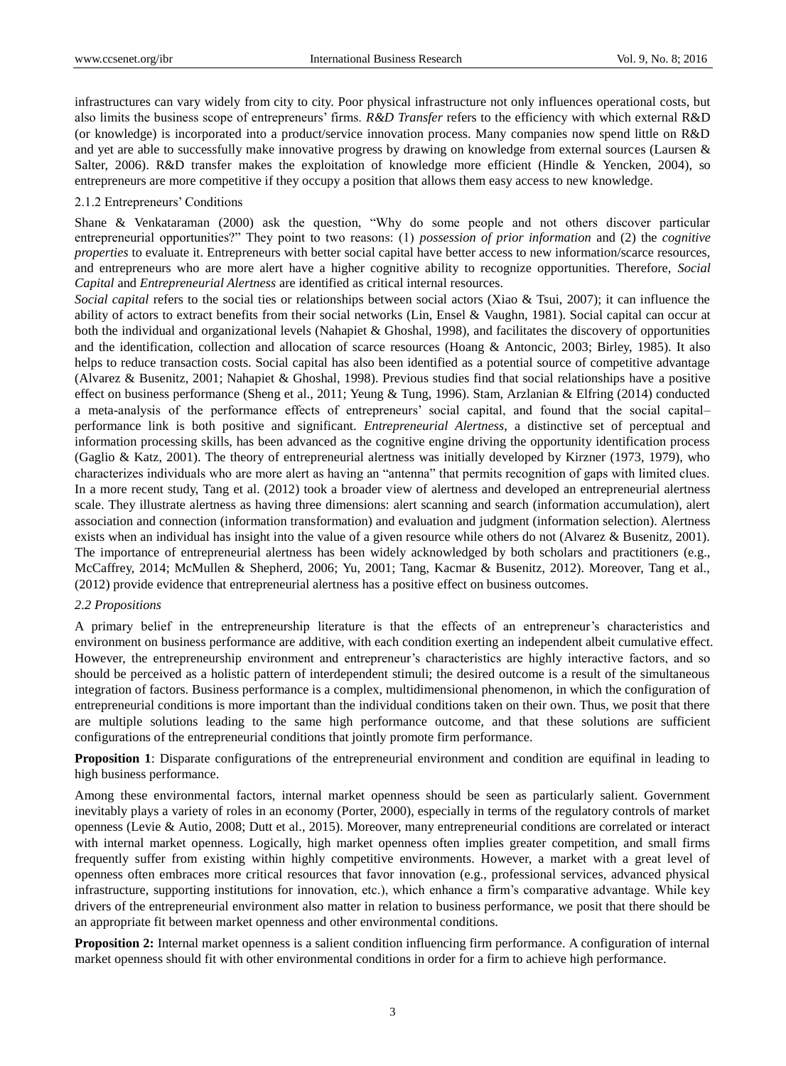infrastructures can vary widely from city to city. Poor physical infrastructure not only influences operational costs, but also limits the business scope of entrepreneurs' firms. *R&D Transfer* refers to the efficiency with which external R&D (or knowledge) is incorporated into a product/service innovation process. Many companies now spend little on R&D and yet are able to successfully make innovative progress by drawing on knowledge from external sources (Laursen & Salter, 2006). R&D transfer makes the exploitation of knowledge more efficient (Hindle & Yencken, 2004), so entrepreneurs are more competitive if they occupy a position that allows them easy access to new knowledge.

#### 2.1.2 Entrepreneurs' Conditions

Shane & Venkataraman (2000) ask the question, "Why do some people and not others discover particular entrepreneurial opportunities?" They point to two reasons: (1) *possession of prior information* and (2) the *cognitive properties* to evaluate it. Entrepreneurs with better social capital have better access to new information/scarce resources, and entrepreneurs who are more alert have a higher cognitive ability to recognize opportunities. Therefore, *Social Capital* and *Entrepreneurial Alertness* are identified as critical internal resources.

*Social capital* refers to the social ties or relationships between social actors (Xiao & Tsui, 2007); it can influence the ability of actors to extract benefits from their social networks (Lin, Ensel & Vaughn, 1981). Social capital can occur at both the individual and organizational levels (Nahapiet & Ghoshal, 1998), and facilitates the discovery of opportunities and the identification, collection and allocation of scarce resources (Hoang & Antoncic, 2003; Birley, 1985). It also helps to reduce transaction costs. Social capital has also been identified as a potential source of competitive advantage (Alvarez & Busenitz, 2001; Nahapiet & Ghoshal, 1998). Previous studies find that social relationships have a positive effect on business performance (Sheng et al., 2011; Yeung & Tung, 1996). Stam, Arzlanian & Elfring (2014) conducted a meta-analysis of the performance effects of entrepreneurs' social capital, and found that the social capital–performance link is both positive and significant. *Entrepreneurial Alertness*, a distinctive set of perceptual and information processing skills, has been advanced as the cognitive engine driving the opportunity identification process (Gaglio & Katz, 2001). The theory of entrepreneurial alertness was initially developed by Kirzner (1973, 1979), who characterizes individuals who are more alert as having an "antenna" that permits recognition of gaps with limited clues. In a more recent study, Tang et al. (2012) took a broader view of alertness and developed an entrepreneurial alertness scale. They illustrate alertness as having three dimensions: alert scanning and search (information accumulation), alert association and connection (information transformation) and evaluation and judgment (information selection). Alertness exists when an individual has insight into the value of a given resource while others do not (Alvarez & Busenitz, 2001). The importance of entrepreneurial alertness has been widely acknowledged by both scholars and practitioners (e.g., McCaffrey, 2014; McMullen & Shepherd, 2006; Yu, 2001; Tang, Kacmar & Busenitz, 2012). Moreover, Tang et al., (2012) provide evidence that entrepreneurial alertness has a positive effect on business outcomes.

### *2.2 Propositions*

A primary belief in the entrepreneurship literature is that the effects of an entrepreneur's characteristics and environment on business performance are additive, with each condition exerting an independent albeit cumulative effect. However, the entrepreneurship environment and entrepreneur's characteristics are highly interactive factors, and so should be perceived as a holistic pattern of interdependent stimuli; the desired outcome is a result of the simultaneous integration of factors. Business performance is a complex, multidimensional phenomenon, in which the configuration of entrepreneurial conditions is more important than the individual conditions taken on their own. Thus, we posit that there are multiple solutions leading to the same high performance outcome, and that these solutions are sufficient configurations of the entrepreneurial conditions that jointly promote firm performance.

**Proposition 1**: Disparate configurations of the entrepreneurial environment and condition are equifinal in leading to high business performance.

Among these environmental factors, internal market openness should be seen as particularly salient. Government inevitably plays a variety of roles in an economy (Porter, 2000), especially in terms of the regulatory controls of market openness (Levie & Autio, 2008; Dutt et al., 2015). Moreover, many entrepreneurial conditions are correlated or interact with internal market openness. Logically, high market openness often implies greater competition, and small firms frequently suffer from existing within highly competitive environments. However, a market with a great level of openness often embraces more critical resources that favor innovation (e.g., professional services, advanced physical infrastructure, supporting institutions for innovation, etc.), which enhance a firm's comparative advantage. While key drivers of the entrepreneurial environment also matter in relation to business performance, we posit that there should be an appropriate fit between market openness and other environmental conditions.

**Proposition 2:** Internal market openness is a salient condition influencing firm performance. A configuration of internal market openness should fit with other environmental conditions in order for a firm to achieve high performance.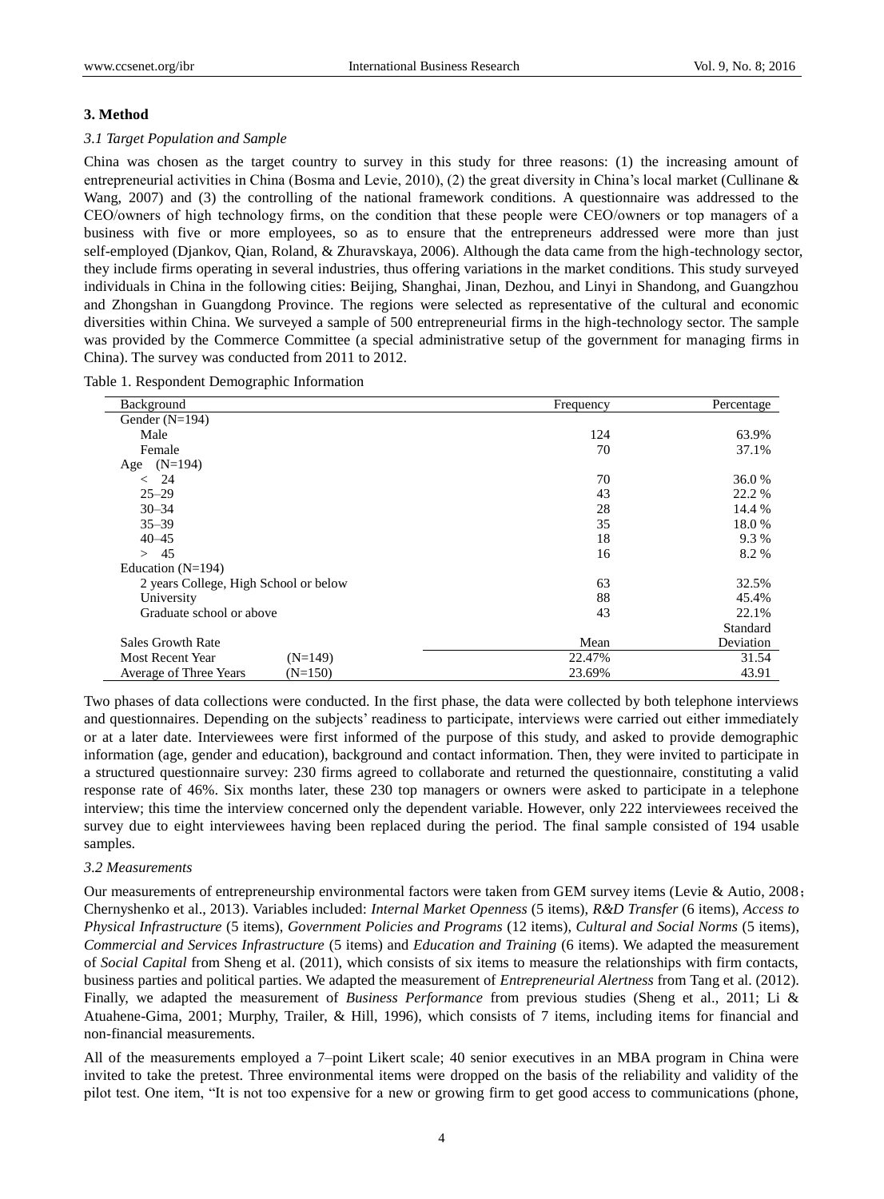## 3. Method

### 3.1 Target Population and Sample

China was chosen as the target country to survey in this study for three reasons: (1) the increasing amount of entrepreneurial activities in China (Bosma and Levie, 2010), (2) the great diversity in China's local market (Cullinane & Wang, 2007) and (3) the controlling of the national framework conditions. A questionnaire was addressed to the CEO/owners of high technology firms, on the condition that these people were CEO/owners or top managers of a business with five or more employees, so as to ensure that the entrepreneurs addressed were more than just self-employed (Djankov, Qian, Roland, & Zhuravskaya, 2006). Although the data came from the high-technology sector, they include firms operating in several industries, thus offering variations in the market conditions. This study surveyed individuals in China in the following cities: Beijing, Shanghai, Jinan, Dezhou, and Linyi in Shandong, and Guangzhou and Zhongshan in Guangdong Province. The regions were selected as representative of the cultural and economic diversities within China. We surveyed a sample of 500 entrepreneurial firms in the high-technology sector. The sample was provided by the Commerce Committee (a special administrative setup of the government for managing firms in China). The survey was conducted from 2011 to 2012.

Table 1. Respondent Demographic Information

| Background | | Frequency | Percentage |
|---|---|---|---|
| Gender (N=194) | | | |
| Male | | 124 | 63.9% |
| Female | | 70 | 37.1% |
| Age (N=194) | | | |
| < 24 | | 70 | 36.0 % |
| 25–29 | | 43 | 22.2 % |
| 30–34 | | 28 | 14.4 % |
| 35–39 | | 35 | 18.0 % |
| 40–45 | | 18 | 9.3 % |
| > 45 | | 16 | 8.2 % |
| Education (N=194) | | | |
| 2 years College, High School or below | | 63 | 32.5% |
| University | | 88 | 45.4% |
| Graduate school or above | | 43 | 22.1% |
| Sales Growth Rate | | Mean | Standard Deviation |
| Most Recent Year | (N=149) | 22.47% | 31.54 |
| Average of Three Years | (N=150) | 23.69% | 43.91 |

Two phases of data collections were conducted. In the first phase, the data were collected by both telephone interviews and questionnaires. Depending on the subjects' readiness to participate, interviews were carried out either immediately or at a later date. Interviewees were first informed of the purpose of this study, and asked to provide demographic information (age, gender and education), background and contact information. Then, they were invited to participate in a structured questionnaire survey: 230 firms agreed to collaborate and returned the questionnaire, constituting a valid response rate of 46%. Six months later, these 230 top managers or owners were asked to participate in a telephone interview; this time the interview concerned only the dependent variable. However, only 222 interviewees received the survey due to eight interviewees having been replaced during the period. The final sample consisted of 194 usable samples.

### 3.2 Measurements

Our measurements of entrepreneurship environmental factors were taken from GEM survey items (Levie & Autio, 2008; Chernyshenko et al., 2013). Variables included: *Internal Market Openness* (5 items), *R&D Transfer* (6 items), *Access to Physical Infrastructure* (5 items), *Government Policies and Programs* (12 items), *Cultural and Social Norms* (5 items), *Commercial and Services Infrastructure* (5 items) and *Education and Training* (6 items). We adapted the measurement of *Social Capital* from Sheng et al. (2011), which consists of six items to measure the relationships with firm contacts, business parties and political parties. We adapted the measurement of *Entrepreneurial Alertness* from Tang et al. (2012). Finally, we adapted the measurement of *Business Performance* from previous studies (Sheng et al., 2011; Li & Atuahene-Gima, 2001; Murphy, Trailer, & Hill, 1996), which consists of 7 items, including items for financial and non-financial measurements.

All of the measurements employed a 7–point Likert scale; 40 senior executives in an MBA program in China were invited to take the pretest. Three environmental items were dropped on the basis of the reliability and validity of the pilot test. One item, "It is not too expensive for a new or growing firm to get good access to communications (phone,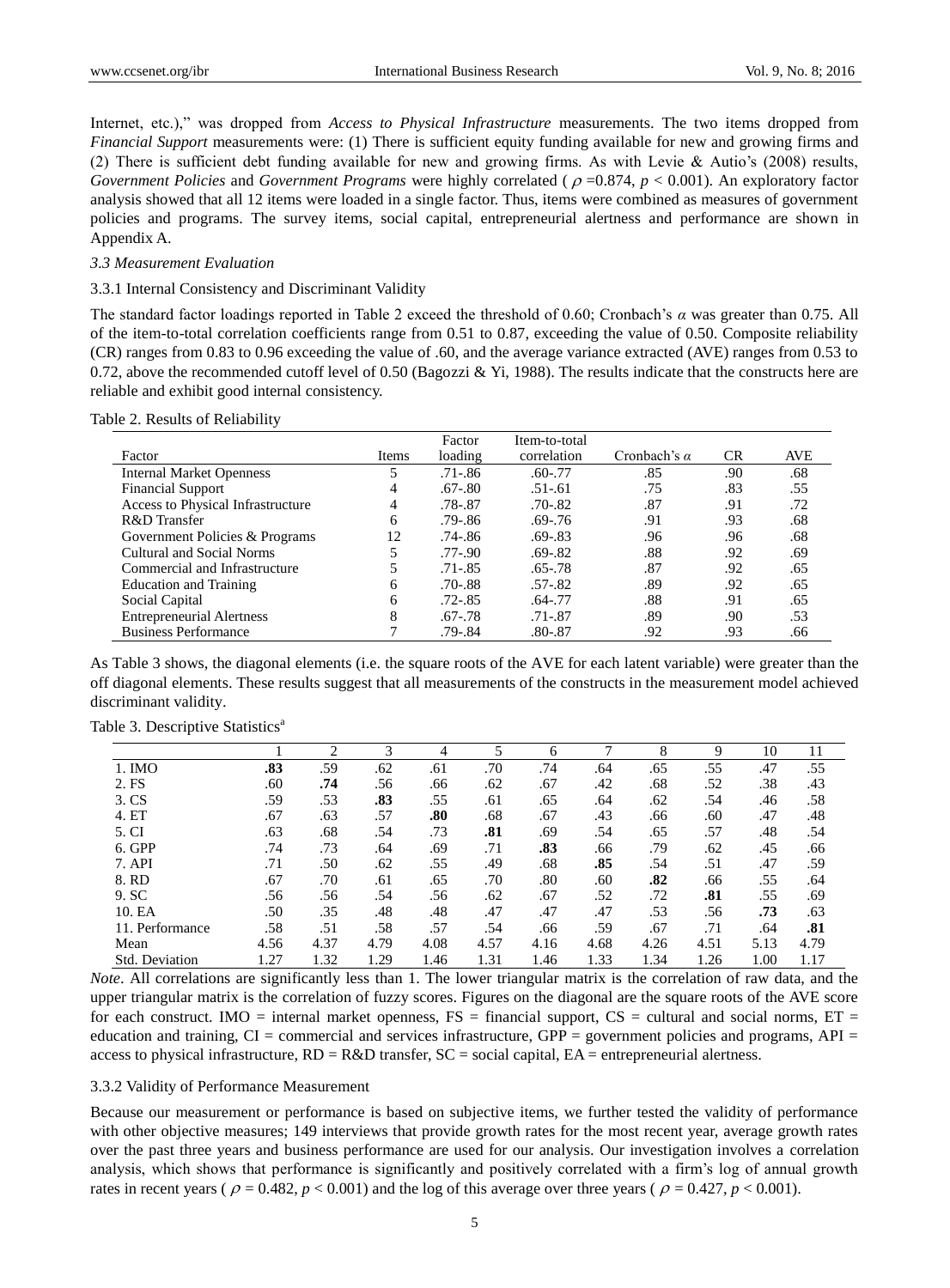Internet, etc.)," was dropped from *Access to Physical Infrastructure* measurements. The two items dropped from *Financial Support* measurements were: (1) There is sufficient equity funding available for new and growing firms and (2) There is sufficient debt funding available for new and growing firms. As with Levie & Autio's (2008) results, *Government Policies* and *Government Programs* were highly correlated ( $\rho$ =0.874, $p$ < 0.001). An exploratory factor analysis showed that all 12 items were loaded in a single factor. Thus, items were combined as measures of government policies and programs. The survey items, social capital, entrepreneurial alertness and performance are shown in Appendix A.

### *3.3 Measurement Evaluation*

#### 3.3.1 Internal Consistency and Discriminant Validity

The standard factor loadings reported in Table 2 exceed the threshold of 0.60; Cronbach's $\alpha$ was greater than 0.75. All of the item-to-total correlation coefficients range from 0.51 to 0.87, exceeding the value of 0.50. Composite reliability (CR) ranges from 0.83 to 0.96 exceeding the value of .60, and the average variance extracted (AVE) ranges from 0.53 to 0.72, above the recommended cutoff level of 0.50 (Bagozzi & Yi, 1988). The results indicate that the constructs here are reliable and exhibit good internal consistency.

Table 2. Results of Reliability

| Factor | Items | Factor loading | Item-to-total correlation | Cronbach's $\alpha$ | CR | AVE |
|---|---|---|---|---|---|---|
| Internal Market Openness | 5 | .71-.86 | .60-.77 | .85 | .90 | .68 |
| Financial Support | 4 | .67-.80 | .51-.61 | .75 | .83 | .55 |
| Access to Physical Infrastructure | 4 | .78-.87 | .70-.82 | .87 | .91 | .72 |
| R&D Transfer | 6 | .79-.86 | .69-.76 | .91 | .93 | .68 |
| Government Policies & Programs | 12 | .74-.86 | .69-.83 | .96 | .96 | .68 |
| Cultural and Social Norms | 5 | .77-.90 | .69-.82 | .88 | .92 | .69 |
| Commercial and Infrastructure | 5 | .71-.85 | .65-.78 | .87 | .92 | .65 |
| Education and Training | 6 | .70-.88 | .57-.82 | .89 | .92 | .65 |
| Social Capital | 6 | .72-.85 | .64-.77 | .88 | .91 | .65 |
| Entrepreneurial Alertness | 8 | .67-.78 | .71-.87 | .89 | .90 | .53 |
| Business Performance | 7 | .79-.84 | .80-.87 | .92 | .93 | .66 |

As Table 3 shows, the diagonal elements (i.e. the square roots of the AVE for each latent variable) were greater than the off diagonal elements. These results suggest that all measurements of the constructs in the measurement model achieved discriminant validity.

Table 3. Descriptive Statistics[a]

| | 1 | 2 | 3 | 4 | 5 | 6 | 7 | 8 | 9 | 10 | 11 |
|---|---|---|---|---|---|---|---|---|---|---|---|
| 1. IMO | **.83** | .59 | .62 | .61 | .70 | .74 | .64 | .65 | .55 | .47 | .55 |
| 2. FS | .60 | **.74** | .56 | .66 | .62 | .67 | .42 | .68 | .52 | .38 | .43 |
| 3. CS | .59 | .53 | **.83** | .55 | .61 | .65 | .64 | .62 | .54 | .46 | .58 |
| 4. ET | .67 | .63 | .57 | **.80** | .68 | .67 | .43 | .66 | .60 | .47 | .48 |
| 5. CI | .63 | .68 | .54 | .73 | **.81** | .69 | .54 | .65 | .57 | .48 | .54 |
| 6. GPP | .74 | .73 | .64 | .69 | .71 | **.83** | .66 | .79 | .62 | .45 | .66 |
| 7. API | .71 | .50 | .62 | .55 | .49 | .68 | **.85** | .54 | .51 | .47 | .59 |
| 8. RD | .67 | .70 | .61 | .65 | .70 | .80 | .60 | **.82** | .66 | .55 | .64 |
| 9. SC | .56 | .56 | .54 | .56 | .62 | .67 | .52 | .72 | **.81** | .55 | .69 |
| 10. EA | .50 | .35 | .48 | .48 | .47 | .47 | .47 | .53 | .56 | **.73** | .63 |
| 11. Performance | .58 | .51 | .58 | .57 | .54 | .66 | .59 | .67 | .71 | .64 | **.81** |
| Mean | 4.56 | 4.37 | 4.79 | 4.08 | 4.57 | 4.16 | 4.68 | 4.26 | 4.51 | 5.13 | 4.79 |
| Std. Deviation | 1.27 | 1.32 | 1.29 | 1.46 | 1.31 | 1.46 | 1.33 | 1.34 | 1.26 | 1.00 | 1.17 |

*Note*. All correlations are significantly less than 1. The lower triangular matrix is the correlation of raw data, and the upper triangular matrix is the correlation of fuzzy scores. Figures on the diagonal are the square roots of the AVE score for each construct. IMO = internal market openness, FS = financial support, CS = cultural and social norms, ET = education and training, CI = commercial and services infrastructure, GPP = government policies and programs, API = access to physical infrastructure, RD = R&D transfer, SC = social capital, EA = entrepreneurial alertness.

#### 3.3.2 Validity of Performance Measurement

Because our measurement or performance is based on subjective items, we further tested the validity of performance with other objective measures; 149 interviews that provide growth rates for the most recent year, average growth rates over the past three years and business performance are used for our analysis. Our investigation involves a correlation analysis, which shows that performance is significantly and positively correlated with a firm's log of annual growth rates in recent years ( $\rho$ = 0.482, $p$ < 0.001) and the log of this average over three years ( $\rho$ = 0.427, $p$ < 0.001).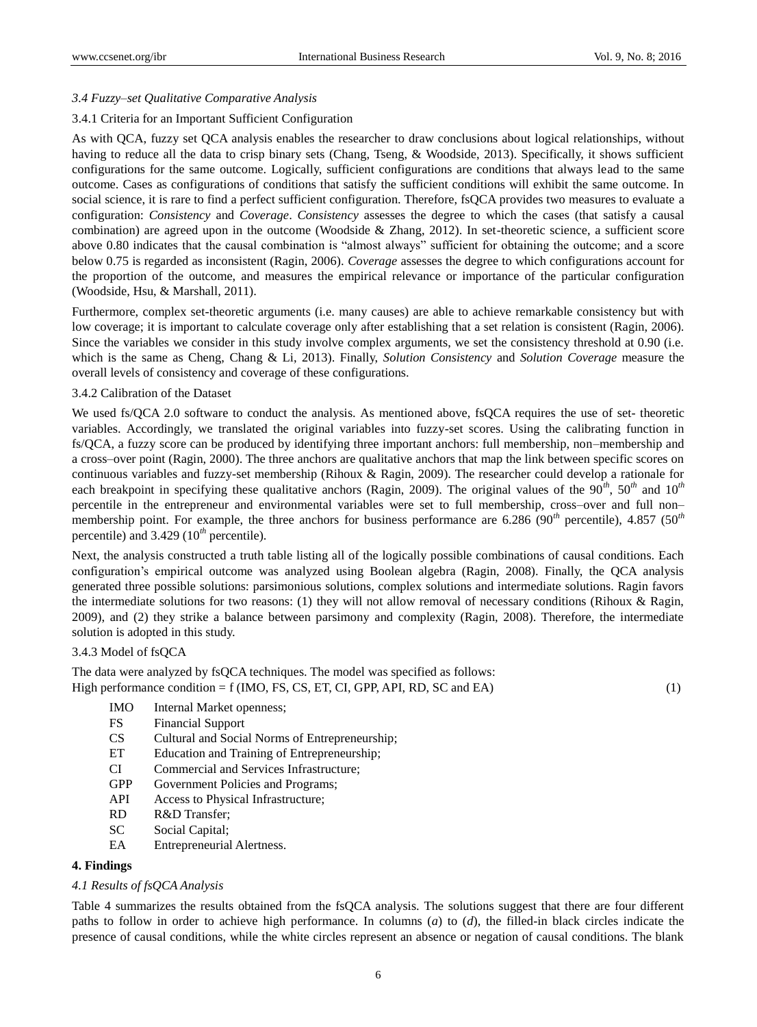### *3.4 Fuzzy–set Qualitative Comparative Analysis*

#### 3.4.1 Criteria for an Important Sufficient Configuration

As with QCA, fuzzy set QCA analysis enables the researcher to draw conclusions about logical relationships, without having to reduce all the data to crisp binary sets (Chang, Tseng, & Woodside, 2013). Specifically, it shows sufficient configurations for the same outcome. Logically, sufficient configurations are conditions that always lead to the same outcome. Cases as configurations of conditions that satisfy the sufficient conditions will exhibit the same outcome. In social science, it is rare to find a perfect sufficient configuration. Therefore, fsQCA provides two measures to evaluate a configuration: *Consistency* and *Coverage*. *Consistency* assesses the degree to which the cases (that satisfy a causal combination) are agreed upon in the outcome (Woodside & Zhang, 2012). In set-theoretic science, a sufficient score above 0.80 indicates that the causal combination is "almost always" sufficient for obtaining the outcome; and a score below 0.75 is regarded as inconsistent (Ragin, 2006). *Coverage* assesses the degree to which configurations account for the proportion of the outcome, and measures the empirical relevance or importance of the particular configuration (Woodside, Hsu, & Marshall, 2011).

Furthermore, complex set-theoretic arguments (i.e. many causes) are able to achieve remarkable consistency but with low coverage; it is important to calculate coverage only after establishing that a set relation is consistent (Ragin, 2006). Since the variables we consider in this study involve complex arguments, we set the consistency threshold at 0.90 (i.e. which is the same as Cheng, Chang & Li, 2013). Finally, *Solution Consistency* and *Solution Coverage* measure the overall levels of consistency and coverage of these configurations.

#### 3.4.2 Calibration of the Dataset

We used fs/QCA 2.0 software to conduct the analysis. As mentioned above, fsQCA requires the use of set- theoretic variables. Accordingly, we translated the original variables into fuzzy-set scores. Using the calibrating function in fs/QCA, a fuzzy score can be produced by identifying three important anchors: full membership, non–membership and a cross–over point (Ragin, 2000). The three anchors are qualitative anchors that map the link between specific scores on continuous variables and fuzzy-set membership (Rihoux & Ragin, 2009). The researcher could develop a rationale for each breakpoint in specifying these qualitative anchors (Ragin, 2009). The original values of the 90$^{th}$, 50$^{th}$ and 10$^{th}$ percentile in the entrepreneur and environmental variables were set to full membership, cross–over and full non–membership point. For example, the three anchors for business performance are 6.286 (90$^{th}$ percentile), 4.857 (50$^{th}$ percentile) and 3.429 (10$^{th}$ percentile).

Next, the analysis constructed a truth table listing all of the logically possible combinations of causal conditions. Each configuration's empirical outcome was analyzed using Boolean algebra (Ragin, 2008). Finally, the QCA analysis generated three possible solutions: parsimonious solutions, complex solutions and intermediate solutions. Ragin favors the intermediate solutions for two reasons: (1) they will not allow removal of necessary conditions (Rihoux & Ragin, 2009), and (2) they strike a balance between parsimony and complexity (Ragin, 2008). Therefore, the intermediate solution is adopted in this study.

#### 3.4.3 Model of fsQCA

The data were analyzed by fsQCA techniques. The model was specified as follows:

High performance condition = f (IMO, FS, CS, ET, CI, GPP, API, RD, SC and EA) (1)

- IMO Internal Market openness;
- FS Financial Support
- CS Cultural and Social Norms of Entrepreneurship;
- ET Education and Training of Entrepreneurship;
- CI Commercial and Services Infrastructure;
- GPP Government Policies and Programs;
- API Access to Physical Infrastructure;
- RD R&D Transfer;
- SC Social Capital;
- EA Entrepreneurial Alertness.

## 4. Findings

### *4.1 Results of fsQCA Analysis*

Table 4 summarizes the results obtained from the fsQCA analysis. The solutions suggest that there are four different paths to follow in order to achieve high performance. In columns (*a*) to (*d*), the filled-in black circles indicate the presence of causal conditions, while the white circles represent an absence or negation of causal conditions. The blank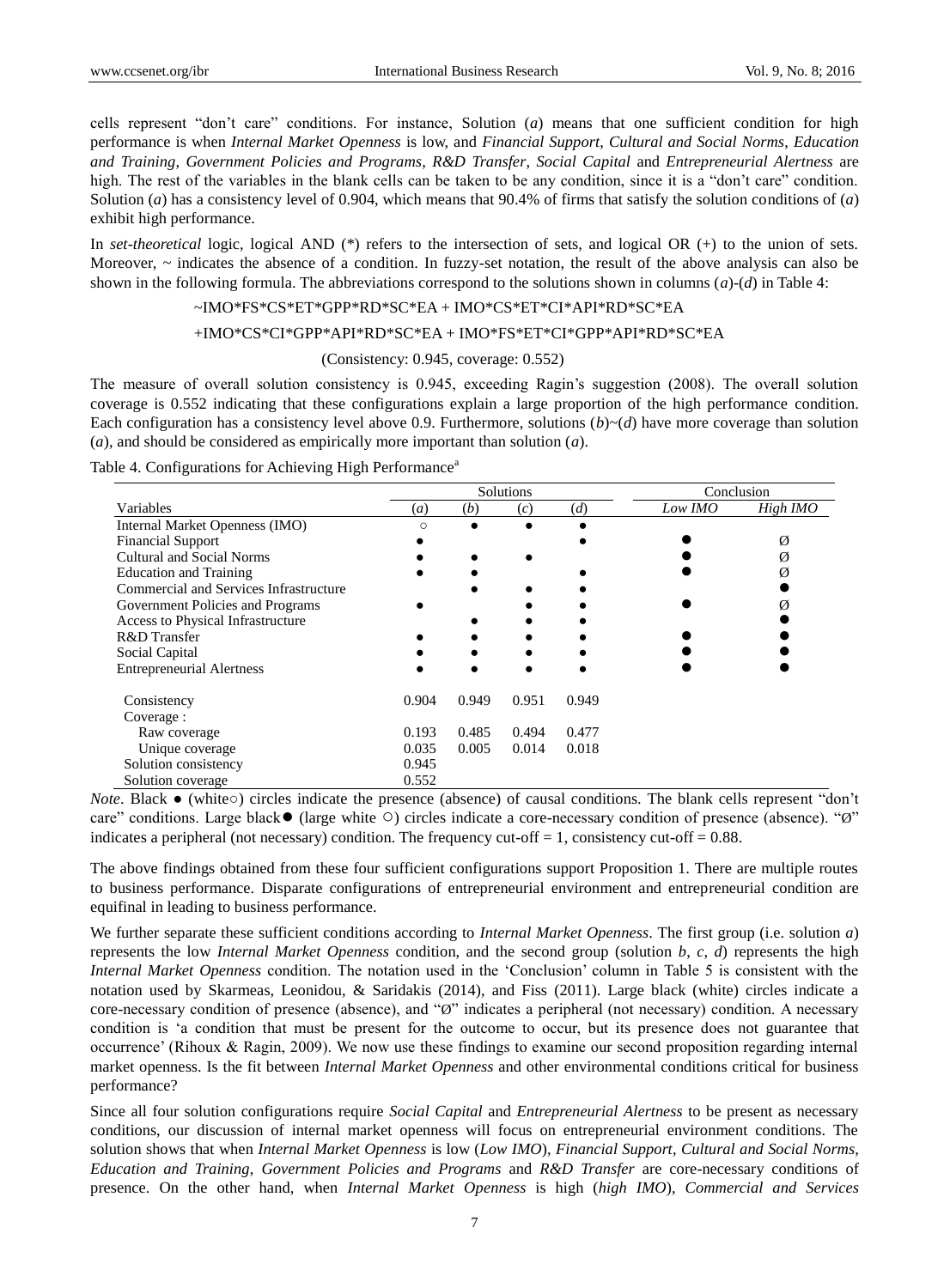cells represent "don't care" conditions. For instance, Solution (*a*) means that one sufficient condition for high performance is when *Internal Market Openness* is low, and *Financial Support*, *Cultural and Social Norms*, *Education and Training*, *Government Policies and Programs*, *R&D Transfer*, *Social Capital* and *Entrepreneurial Alertness* are high. The rest of the variables in the blank cells can be taken to be any condition, since it is a "don't care" condition. Solution (*a*) has a consistency level of 0.904, which means that 90.4% of firms that satisfy the solution conditions of (*a*) exhibit high performance.

In *set-theoretical* logic, logical AND (*) refers to the intersection of sets, and logical OR (+) to the union of sets. Moreover, ~ indicates the absence of a condition. In fuzzy-set notation, the result of the above analysis can also be shown in the following formula. The abbreviations correspond to the solutions shown in columns (*a*)-(*d*) in Table 4:

~IMO*FS*CS*ET*GPP*RD*SC*EA + IMO*CS*ET*CI*API*RD*SC*EA

+IMO*CS*CI*GPP*API*RD*SC*EA + IMO*FS*ET*CI*GPP*API*RD*SC*EA

(Consistency: 0.945, coverage: 0.552)

The measure of overall solution consistency is 0.945, exceeding Ragin's suggestion (2008). The overall solution coverage is 0.552 indicating that these configurations explain a large proportion of the high performance condition. Each configuration has a consistency level above 0.9. Furthermore, solutions (*b*)~(*d*) have more coverage than solution (*a*), and should be considered as empirically more important than solution (*a*).

Table 4. Configurations for Achieving High Performance[a]

| Variables | Solutions (*a*) | (*b*) | (*c*) | (*d*) | Conclusion *Low IMO* | *High IMO* |
|---|---|---|---|---|---|---|
| Internal Market Openness (IMO) | ○ | ● | ● | ● | | |
| Financial Support | ● | | | ● | ⬤ | Ø |
| Cultural and Social Norms | ● | ● | ● | | ⬤ | Ø |
| Education and Training | ● | ● | | ● | ⬤ | Ø |
| Commercial and Services Infrastructure | | ● | ● | ● | | ⬤ |
| Government Policies and Programs | ● | | ● | ● | ⬤ | Ø |
| Access to Physical Infrastructure | | ● | ● | ● | | ⬤ |
| R&D Transfer | ● | ● | ● | ● | ⬤ | ⬤ |
| Social Capital | ● | ● | ● | ● | ⬤ | ⬤ |
| Entrepreneurial Alertness | ● | ● | ● | ● | ⬤ | ⬤ |
| Consistency | 0.904 | 0.949 | 0.951 | 0.949 | | |
| Coverage : | | | | | | |
| Raw coverage | 0.193 | 0.485 | 0.494 | 0.477 | | |
| Unique coverage | 0.035 | 0.005 | 0.014 | 0.018 | | |
| Solution consistency | 0.945 | | | | | |
| Solution coverage | 0.552 | | | | | |

*Note*. Black ● (white○) circles indicate the presence (absence) of causal conditions. The blank cells represent "don't care" conditions. Large black⬤ (large white ○) circles indicate a core-necessary condition of presence (absence). "Ø" indicates a peripheral (not necessary) condition. The frequency cut-off = 1, consistency cut-off = 0.88.

The above findings obtained from these four sufficient configurations support Proposition 1. There are multiple routes to business performance. Disparate configurations of entrepreneurial environment and entrepreneurial condition are equifinal in leading to business performance.

We further separate these sufficient conditions according to *Internal Market Openness*. The first group (i.e. solution *a*) represents the low *Internal Market Openness* condition, and the second group (solution *b*, *c*, *d*) represents the high *Internal Market Openness* condition. The notation used in the 'Conclusion' column in Table 5 is consistent with the notation used by Skarmeas, Leonidou, & Saridakis (2014), and Fiss (2011). Large black (white) circles indicate a core-necessary condition of presence (absence), and "Ø" indicates a peripheral (not necessary) condition. A necessary condition is 'a condition that must be present for the outcome to occur, but its presence does not guarantee that occurrence' (Rihoux & Ragin, 2009). We now use these findings to examine our second proposition regarding internal market openness. Is the fit between *Internal Market Openness* and other environmental conditions critical for business performance?

Since all four solution configurations require *Social Capital* and *Entrepreneurial Alertness* to be present as necessary conditions, our discussion of internal market openness will focus on entrepreneurial environment conditions. The solution shows that when *Internal Market Openness* is low (*Low IMO*), *Financial Support*, *Cultural and Social Norms*, *Education and Training*, *Government Policies and Programs* and *R&D Transfer* are core-necessary conditions of presence. On the other hand, when *Internal Market Openness* is high (*high IMO*), *Commercial and Services*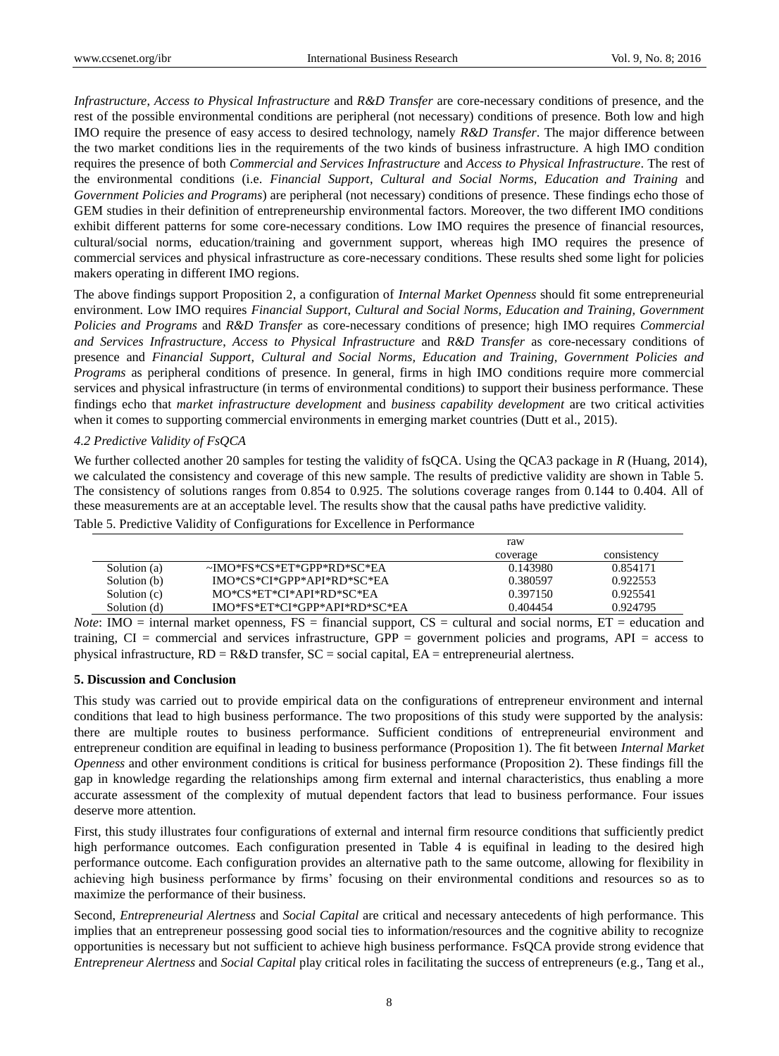*Infrastructure*, *Access to Physical Infrastructure* and *R&D Transfer* are core-necessary conditions of presence, and the rest of the possible environmental conditions are peripheral (not necessary) conditions of presence. Both low and high IMO require the presence of easy access to desired technology, namely *R&D Transfer*. The major difference between the two market conditions lies in the requirements of the two kinds of business infrastructure. A high IMO condition requires the presence of both *Commercial and Services Infrastructure* and *Access to Physical Infrastructure*. The rest of the environmental conditions (i.e. *Financial Support*, *Cultural and Social Norms, Education and Training* and *Government Policies and Programs*) are peripheral (not necessary) conditions of presence. These findings echo those of GEM studies in their definition of entrepreneurship environmental factors. Moreover, the two different IMO conditions exhibit different patterns for some core-necessary conditions. Low IMO requires the presence of financial resources, cultural/social norms, education/training and government support, whereas high IMO requires the presence of commercial services and physical infrastructure as core-necessary conditions. These results shed some light for policies makers operating in different IMO regions.

The above findings support Proposition 2, a configuration of *Internal Market Openness* should fit some entrepreneurial environment. Low IMO requires *Financial Support, Cultural and Social Norms, Education and Training, Government Policies and Programs* and *R&D Transfer* as core-necessary conditions of presence; high IMO requires *Commercial and Services Infrastructure*, *Access to Physical Infrastructure* and *R&D Transfer* as core-necessary conditions of presence and *Financial Support*, *Cultural and Social Norms, Education and Training, Government Policies and Programs* as peripheral conditions of presence. In general, firms in high IMO conditions require more commercial services and physical infrastructure (in terms of environmental conditions) to support their business performance. These findings echo that *market infrastructure development* and *business capability development* are two critical activities when it comes to supporting commercial environments in emerging market countries (Dutt et al., 2015).

### *4.2 Predictive Validity of FsQCA*

We further collected another 20 samples for testing the validity of fsQCA. Using the QCA3 package in *R* (Huang, 2014), we calculated the consistency and coverage of this new sample. The results of predictive validity are shown in Table 5. The consistency of solutions ranges from 0.854 to 0.925. The solutions coverage ranges from 0.144 to 0.404. All of these measurements are at an acceptable level. The results show that the causal paths have predictive validity.

Table 5. Predictive Validity of Configurations for Excellence in Performance

| | | raw coverage | consistency |
|---|---|---|---|
| Solution (a) | ~IMO*FS*CS*ET*GPP*RD*SC*EA | 0.143980 | 0.854171 |
| Solution (b) | IMO*CS*CI*GPP*API*RD*SC*EA | 0.380597 | 0.922553 |
| Solution (c) | MO*CS*ET*CI*API*RD*SC*EA | 0.397150 | 0.925541 |
| Solution (d) | IMO*FS*ET*CI*GPP*API*RD*SC*EA | 0.404454 | 0.924795 |

*Note*: IMO = internal market openness, FS = financial support, CS = cultural and social norms, ET = education and training, CI = commercial and services infrastructure, GPP = government policies and programs, API = access to physical infrastructure, RD = R&D transfer, SC = social capital, EA = entrepreneurial alertness.

## 5. Discussion and Conclusion

This study was carried out to provide empirical data on the configurations of entrepreneur environment and internal conditions that lead to high business performance. The two propositions of this study were supported by the analysis: there are multiple routes to business performance. Sufficient conditions of entrepreneurial environment and entrepreneur condition are equifinal in leading to business performance (Proposition 1). The fit between *Internal Market Openness* and other environment conditions is critical for business performance (Proposition 2). These findings fill the gap in knowledge regarding the relationships among firm external and internal characteristics, thus enabling a more accurate assessment of the complexity of mutual dependent factors that lead to business performance. Four issues deserve more attention.

First, this study illustrates four configurations of external and internal firm resource conditions that sufficiently predict high performance outcomes. Each configuration presented in Table 4 is equifinal in leading to the desired high performance outcome. Each configuration provides an alternative path to the same outcome, allowing for flexibility in achieving high business performance by firms' focusing on their environmental conditions and resources so as to maximize the performance of their business.

Second, *Entrepreneurial Alertness* and *Social Capital* are critical and necessary antecedents of high performance. This implies that an entrepreneur possessing good social ties to information/resources and the cognitive ability to recognize opportunities is necessary but not sufficient to achieve high business performance. FsQCA provide strong evidence that *Entrepreneur Alertness* and *Social Capital* play critical roles in facilitating the success of entrepreneurs (e.g., Tang et al.,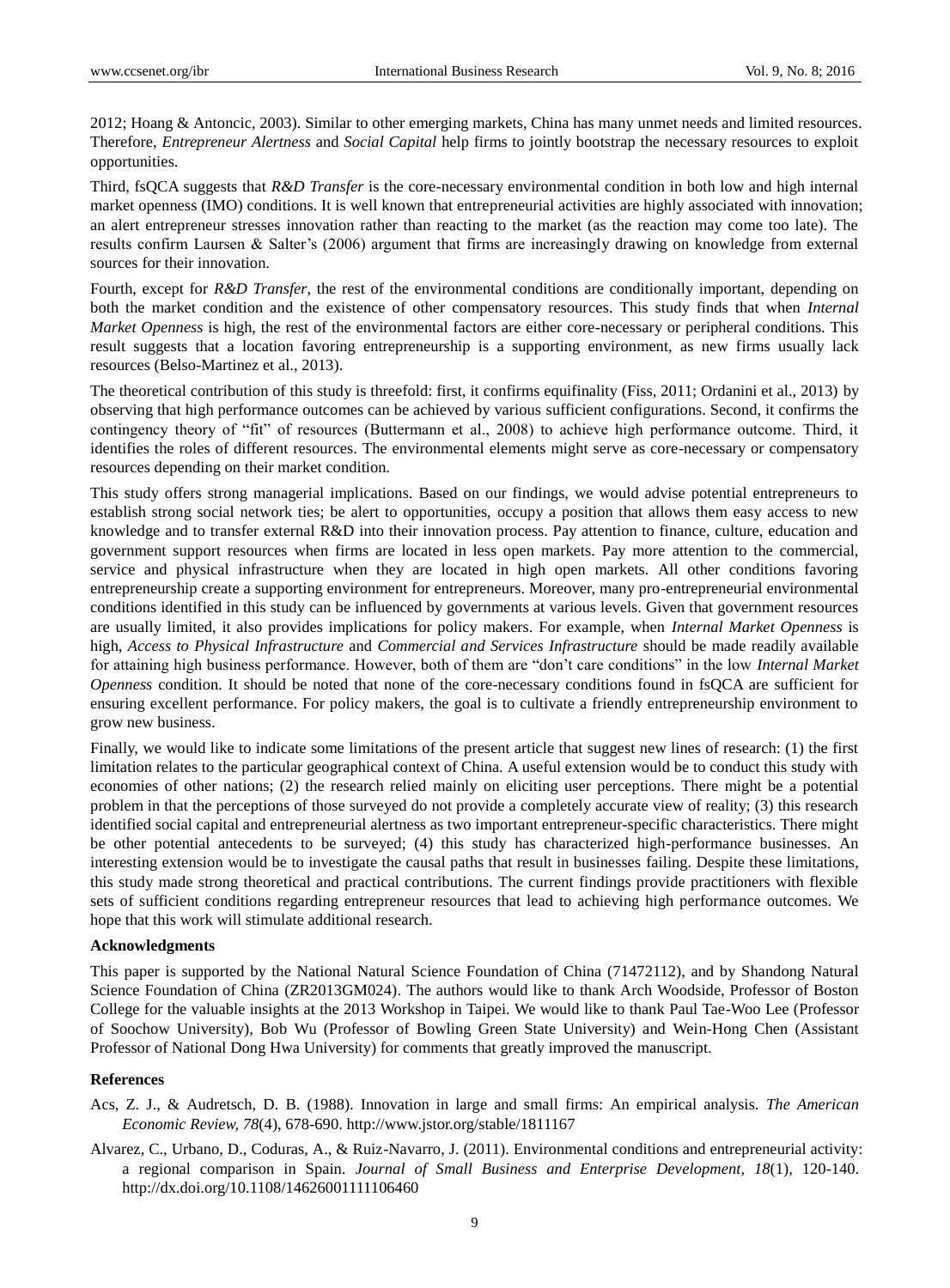2012; Hoang & Antoncic, 2003). Similar to other emerging markets, China has many unmet needs and limited resources. Therefore, *Entrepreneur Alertness* and *Social Capital* help firms to jointly bootstrap the necessary resources to exploit opportunities.

Third, fsQCA suggests that *R&D Transfer* is the core-necessary environmental condition in both low and high internal market openness (IMO) conditions. It is well known that entrepreneurial activities are highly associated with innovation; an alert entrepreneur stresses innovation rather than reacting to the market (as the reaction may come too late). The results confirm Laursen & Salter's (2006) argument that firms are increasingly drawing on knowledge from external sources for their innovation.

Fourth, except for *R&D Transfer*, the rest of the environmental conditions are conditionally important, depending on both the market condition and the existence of other compensatory resources. This study finds that when *Internal Market Openness* is high, the rest of the environmental factors are either core-necessary or peripheral conditions. This result suggests that a location favoring entrepreneurship is a supporting environment, as new firms usually lack resources (Belso-Martinez et al., 2013).

The theoretical contribution of this study is threefold: first, it confirms equifinality (Fiss, 2011; Ordanini et al., 2013) by observing that high performance outcomes can be achieved by various sufficient configurations. Second, it confirms the contingency theory of "fit" of resources (Buttermann et al., 2008) to achieve high performance outcome. Third, it identifies the roles of different resources. The environmental elements might serve as core-necessary or compensatory resources depending on their market condition.

This study offers strong managerial implications. Based on our findings, we would advise potential entrepreneurs to establish strong social network ties; be alert to opportunities, occupy a position that allows them easy access to new knowledge and to transfer external R&D into their innovation process. Pay attention to finance, culture, education and government support resources when firms are located in less open markets. Pay more attention to the commercial, service and physical infrastructure when they are located in high open markets. All other conditions favoring entrepreneurship create a supporting environment for entrepreneurs. Moreover, many pro-entrepreneurial environmental conditions identified in this study can be influenced by governments at various levels. Given that government resources are usually limited, it also provides implications for policy makers. For example, when *Internal Market Openness* is high, *Access to Physical Infrastructure* and *Commercial and Services Infrastructure* should be made readily available for attaining high business performance. However, both of them are "don't care conditions" in the low *Internal Market Openness* condition. It should be noted that none of the core-necessary conditions found in fsQCA are sufficient for ensuring excellent performance. For policy makers, the goal is to cultivate a friendly entrepreneurship environment to grow new business.

Finally, we would like to indicate some limitations of the present article that suggest new lines of research: (1) the first limitation relates to the particular geographical context of China. A useful extension would be to conduct this study with economies of other nations; (2) the research relied mainly on eliciting user perceptions. There might be a potential problem in that the perceptions of those surveyed do not provide a completely accurate view of reality; (3) this research identified social capital and entrepreneurial alertness as two important entrepreneur-specific characteristics. There might be other potential antecedents to be surveyed; (4) this study has characterized high-performance businesses. An interesting extension would be to investigate the causal paths that result in businesses failing. Despite these limitations, this study made strong theoretical and practical contributions. The current findings provide practitioners with flexible sets of sufficient conditions regarding entrepreneur resources that lead to achieving high performance outcomes. We hope that this work will stimulate additional research.

**Acknowledgments**

This paper is supported by the National Natural Science Foundation of China (71472112), and by Shandong Natural Science Foundation of China (ZR2013GM024). The authors would like to thank Arch Woodside, Professor of Boston College for the valuable insights at the 2013 Workshop in Taipei. We would like to thank Paul Tae-Woo Lee (Professor of Soochow University), Bob Wu (Professor of Bowling Green State University) and Wein-Hong Chen (Assistant Professor of National Dong Hwa University) for comments that greatly improved the manuscript.

**References**

Acs, Z. J., & Audretsch, D. B. (1988). Innovation in large and small firms: An empirical analysis. *The American Economic Review, 78*(4), 678-690. http://www.jstor.org/stable/1811167

Alvarez, C., Urbano, D., Coduras, A., & Ruiz-Navarro, J. (2011). Environmental conditions and entrepreneurial activity: a regional comparison in Spain. *Journal of Small Business and Enterprise Development, 18*(1), 120-140. http://dx.doi.org/10.1108/14626001111106460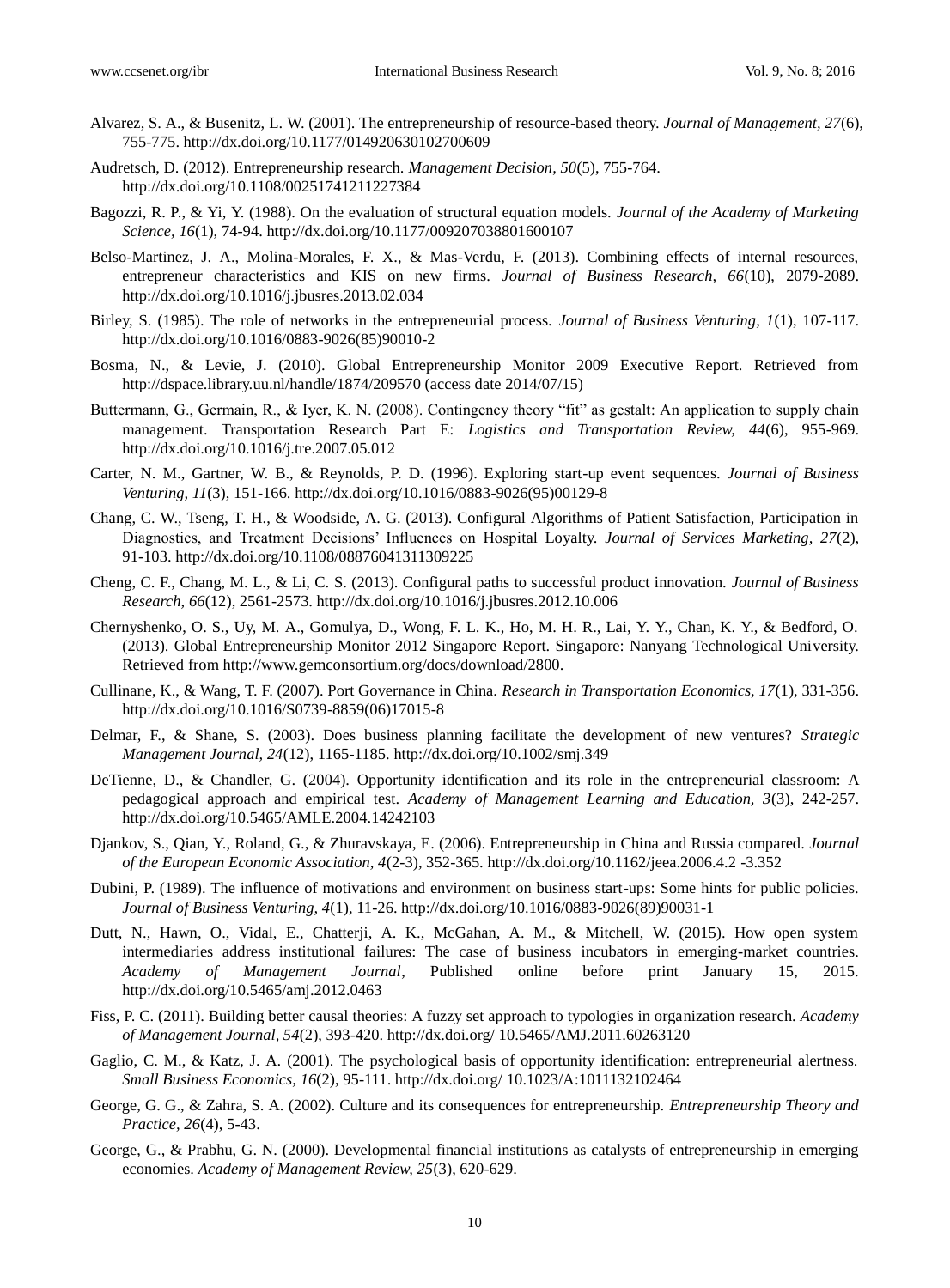Alvarez, S. A., & Busenitz, L. W. (2001). The entrepreneurship of resource-based theory. *Journal of Management, 27*(6), 755-775. http://dx.doi.org/10.1177/014920630102700609

Audretsch, D. (2012). Entrepreneurship research. *Management Decision, 50*(5), 755-764. http://dx.doi.org/10.1108/00251741211227384

Bagozzi, R. P., & Yi, Y. (1988). On the evaluation of structural equation models. *Journal of the Academy of Marketing Science, 16*(1), 74-94. http://dx.doi.org/10.1177/009207038801600107

Belso-Martinez, J. A., Molina-Morales, F. X., & Mas-Verdu, F. (2013). Combining effects of internal resources, entrepreneur characteristics and KIS on new firms. *Journal of Business Research, 66*(10), 2079-2089. http://dx.doi.org/10.1016/j.jbusres.2013.02.034

Birley, S. (1985). The role of networks in the entrepreneurial process. *Journal of Business Venturing, 1*(1), 107-117. http://dx.doi.org/10.1016/0883-9026(85)90010-2

Bosma, N., & Levie, J. (2010). Global Entrepreneurship Monitor 2009 Executive Report. Retrieved from http://dspace.library.uu.nl/handle/1874/209570 (access date 2014/07/15)

Buttermann, G., Germain, R., & Iyer, K. N. (2008). Contingency theory "fit" as gestalt: An application to supply chain management. Transportation Research Part E: *Logistics and Transportation Review, 44*(6), 955-969. http://dx.doi.org/10.1016/j.tre.2007.05.012

Carter, N. M., Gartner, W. B., & Reynolds, P. D. (1996). Exploring start-up event sequences. *Journal of Business Venturing, 11*(3), 151-166. http://dx.doi.org/10.1016/0883-9026(95)00129-8

Chang, C. W., Tseng, T. H., & Woodside, A. G. (2013). Configural Algorithms of Patient Satisfaction, Participation in Diagnostics, and Treatment Decisions' Influences on Hospital Loyalty. *Journal of Services Marketing, 27*(2), 91-103. http://dx.doi.org/10.1108/08876041311309225

Cheng, C. F., Chang, M. L., & Li, C. S. (2013). Configural paths to successful product innovation. *Journal of Business Research, 66*(12), 2561-2573. http://dx.doi.org/10.1016/j.jbusres.2012.10.006

Chernyshenko, O. S., Uy, M. A., Gomulya, D., Wong, F. L. K., Ho, M. H. R., Lai, Y. Y., Chan, K. Y., & Bedford, O. (2013). Global Entrepreneurship Monitor 2012 Singapore Report. Singapore: Nanyang Technological University. Retrieved from http://www.gemconsortium.org/docs/download/2800.

Cullinane, K., & Wang, T. F. (2007). Port Governance in China. *Research in Transportation Economics, 17*(1), 331-356. http://dx.doi.org/10.1016/S0739-8859(06)17015-8

Delmar, F., & Shane, S. (2003). Does business planning facilitate the development of new ventures? *Strategic Management Journal, 24*(12), 1165-1185. http://dx.doi.org/10.1002/smj.349

DeTienne, D., & Chandler, G. (2004). Opportunity identification and its role in the entrepreneurial classroom: A pedagogical approach and empirical test. *Academy of Management Learning and Education, 3*(3), 242-257. http://dx.doi.org/10.5465/AMLE.2004.14242103

Djankov, S., Qian, Y., Roland, G., & Zhuravskaya, E. (2006). Entrepreneurship in China and Russia compared. *Journal of the European Economic Association, 4*(2-3), 352-365. http://dx.doi.org/10.1162/jeea.2006.4.2 -3.352

Dubini, P. (1989). The influence of motivations and environment on business start-ups: Some hints for public policies. *Journal of Business Venturing, 4*(1), 11-26. http://dx.doi.org/10.1016/0883-9026(89)90031-1

Dutt, N., Hawn, O., Vidal, E., Chatterji, A. K., McGahan, A. M., & Mitchell, W. (2015). How open system intermediaries address institutional failures: The case of business incubators in emerging-market countries. *Academy of Management Journal*, Published online before print January 15, 2015. http://dx.doi.org/10.5465/amj.2012.0463

Fiss, P. C. (2011). Building better causal theories: A fuzzy set approach to typologies in organization research. *Academy of Management Journal, 54*(2), 393-420. http://dx.doi.org/ 10.5465/AMJ.2011.60263120

Gaglio, C. M., & Katz, J. A. (2001). The psychological basis of opportunity identification: entrepreneurial alertness. *Small Business Economics, 16*(2), 95-111. http://dx.doi.org/ 10.1023/A:1011132102464

George, G. G., & Zahra, S. A. (2002). Culture and its consequences for entrepreneurship. *Entrepreneurship Theory and Practice, 26*(4), 5-43.

George, G., & Prabhu, G. N. (2000). Developmental financial institutions as catalysts of entrepreneurship in emerging economies. *Academy of Management Review, 25*(3), 620-629.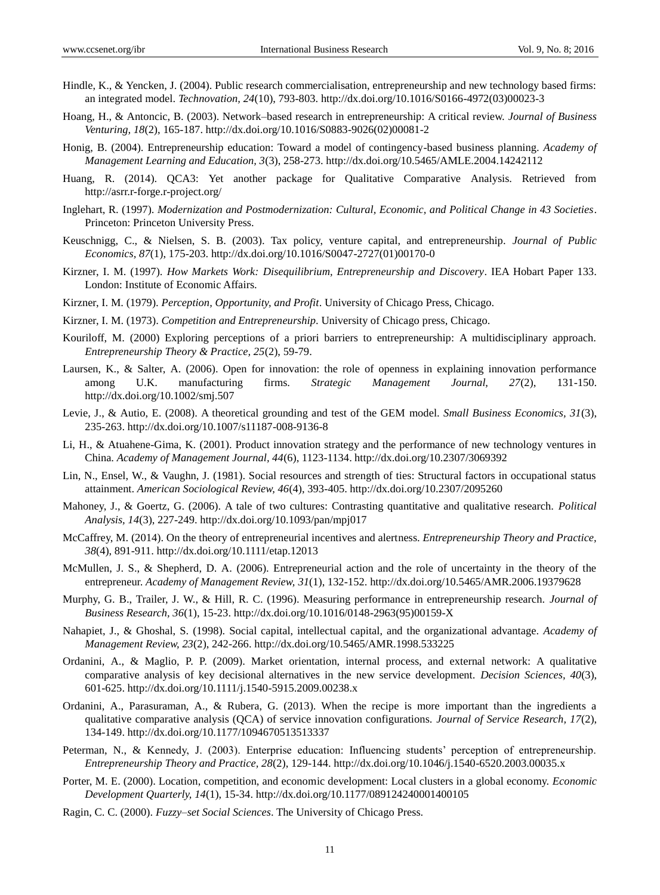Hindle, K., & Yencken, J. (2004). Public research commercialisation, entrepreneurship and new technology based firms: an integrated model. *Technovation, 24*(10), 793-803. http://dx.doi.org/10.1016/S0166-4972(03)00023-3

Hoang, H., & Antoncic, B. (2003). Network–based research in entrepreneurship: A critical review. *Journal of Business Venturing, 18*(2), 165-187. http://dx.doi.org/10.1016/S0883-9026(02)00081-2

Honig, B. (2004). Entrepreneurship education: Toward a model of contingency-based business planning. *Academy of Management Learning and Education, 3*(3), 258-273. http://dx.doi.org/10.5465/AMLE.2004.14242112

Huang, R. (2014). QCA3: Yet another package for Qualitative Comparative Analysis. Retrieved from http://asrr.r-forge.r-project.org/

Inglehart, R. (1997). *Modernization and Postmodernization: Cultural, Economic, and Political Change in 43 Societies*. Princeton: Princeton University Press.

Keuschnigg, C., & Nielsen, S. B. (2003). Tax policy, venture capital, and entrepreneurship. *Journal of Public Economics, 87*(1), 175-203. http://dx.doi.org/10.1016/S0047-2727(01)00170-0

Kirzner, I. M. (1997). *How Markets Work: Disequilibrium, Entrepreneurship and Discovery*. IEA Hobart Paper 133. London: Institute of Economic Affairs.

Kirzner, I. M. (1979). *Perception, Opportunity, and Profit*. University of Chicago Press, Chicago.

Kirzner, I. M. (1973). *Competition and Entrepreneurship*. University of Chicago press, Chicago.

Kouriloff, M. (2000) Exploring perceptions of a priori barriers to entrepreneurship: A multidisciplinary approach. *Entrepreneurship Theory & Practice, 25*(2), 59-79.

Laursen, K., & Salter, A. (2006). Open for innovation: the role of openness in explaining innovation performance among U.K. manufacturing firms. *Strategic Management Journal, 27*(2), 131-150. http://dx.doi.org/10.1002/smj.507

Levie, J., & Autio, E. (2008). A theoretical grounding and test of the GEM model. *Small Business Economics, 31*(3), 235-263. http://dx.doi.org/10.1007/s11187-008-9136-8

Li, H., & Atuahene-Gima, K. (2001). Product innovation strategy and the performance of new technology ventures in China. *Academy of Management Journal, 44*(6), 1123-1134. http://dx.doi.org/10.2307/3069392

Lin, N., Ensel, W., & Vaughn, J. (1981). Social resources and strength of ties: Structural factors in occupational status attainment. *American Sociological Review, 46*(4), 393-405. http://dx.doi.org/10.2307/2095260

Mahoney, J., & Goertz, G. (2006). A tale of two cultures: Contrasting quantitative and qualitative research. *Political Analysis, 14*(3), 227-249. http://dx.doi.org/10.1093/pan/mpj017

McCaffrey, M. (2014). On the theory of entrepreneurial incentives and alertness. *Entrepreneurship Theory and Practice, 38*(4), 891-911. http://dx.doi.org/10.1111/etap.12013

McMullen, J. S., & Shepherd, D. A. (2006). Entrepreneurial action and the role of uncertainty in the theory of the entrepreneur. *Academy of Management Review, 31*(1), 132-152. http://dx.doi.org/10.5465/AMR.2006.19379628

Murphy, G. B., Trailer, J. W., & Hill, R. C. (1996). Measuring performance in entrepreneurship research. *Journal of Business Research, 36*(1), 15-23. http://dx.doi.org/10.1016/0148-2963(95)00159-X

Nahapiet, J., & Ghoshal, S. (1998). Social capital, intellectual capital, and the organizational advantage. *Academy of Management Review, 23*(2), 242-266. http://dx.doi.org/10.5465/AMR.1998.533225

Ordanini, A., & Maglio, P. P. (2009). Market orientation, internal process, and external network: A qualitative comparative analysis of key decisional alternatives in the new service development. *Decision Sciences, 40*(3), 601-625. http://dx.doi.org/10.1111/j.1540-5915.2009.00238.x

Ordanini, A., Parasuraman, A., & Rubera, G. (2013). When the recipe is more important than the ingredients a qualitative comparative analysis (QCA) of service innovation configurations. *Journal of Service Research, 17*(2), 134-149. http://dx.doi.org/10.1177/1094670513513337

Peterman, N., & Kennedy, J. (2003). Enterprise education: Influencing students' perception of entrepreneurship. *Entrepreneurship Theory and Practice, 28*(2), 129-144. http://dx.doi.org/10.1046/j.1540-6520.2003.00035.x

Porter, M. E. (2000). Location, competition, and economic development: Local clusters in a global economy. *Economic Development Quarterly, 14*(1), 15-34. http://dx.doi.org/10.1177/089124240001400105

Ragin, C. C. (2000). *Fuzzy–set Social Sciences*. The University of Chicago Press.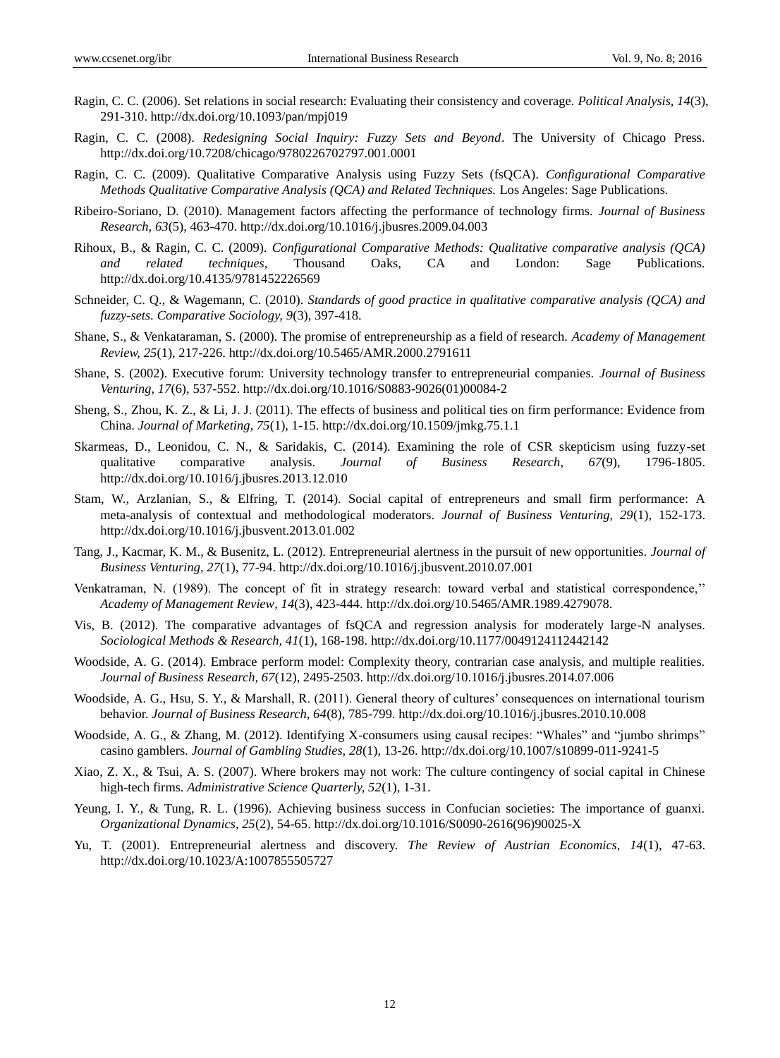Ragin, C. C. (2006). Set relations in social research: Evaluating their consistency and coverage. *Political Analysis, 14*(3), 291-310. http://dx.doi.org/10.1093/pan/mpj019

Ragin, C. C. (2008). *Redesigning Social Inquiry: Fuzzy Sets and Beyond*. The University of Chicago Press. http://dx.doi.org/10.7208/chicago/9780226702797.001.0001

Ragin, C. C. (2009). Qualitative Comparative Analysis using Fuzzy Sets (fsQCA). *Configurational Comparative Methods Qualitative Comparative Analysis (QCA) and Related Techniques.* Los Angeles: Sage Publications.

Ribeiro-Soriano, D. (2010). Management factors affecting the performance of technology firms. *Journal of Business Research, 63*(5), 463-470. http://dx.doi.org/10.1016/j.jbusres.2009.04.003

Rihoux, B., & Ragin, C. C. (2009). *Configurational Comparative Methods: Qualitative comparative analysis (QCA) and related techniques,* Thousand Oaks, CA and London: Sage Publications. http://dx.doi.org/10.4135/9781452226569

Schneider, C. Q., & Wagemann, C. (2010). *Standards of good practice in qualitative comparative analysis (QCA) and fuzzy-sets. Comparative Sociology, 9*(3), 397-418.

Shane, S., & Venkataraman, S. (2000). The promise of entrepreneurship as a field of research. *Academy of Management Review, 25*(1), 217-226. http://dx.doi.org/10.5465/AMR.2000.2791611

Shane, S. (2002). Executive forum: University technology transfer to entrepreneurial companies. *Journal of Business Venturing, 17*(6), 537-552. http://dx.doi.org/10.1016/S0883-9026(01)00084-2

Sheng, S., Zhou, K. Z., & Li, J. J. (2011). The effects of business and political ties on firm performance: Evidence from China. *Journal of Marketing, 75*(1), 1-15. http://dx.doi.org/10.1509/jmkg.75.1.1

Skarmeas, D., Leonidou, C. N., & Saridakis, C. (2014). Examining the role of CSR skepticism using fuzzy-set qualitative comparative analysis. *Journal of Business Research, 67*(9), 1796-1805. http://dx.doi.org/10.1016/j.jbusres.2013.12.010

Stam, W., Arzlanian, S., & Elfring, T. (2014). Social capital of entrepreneurs and small firm performance: A meta-analysis of contextual and methodological moderators. *Journal of Business Venturing, 29*(1), 152-173. http://dx.doi.org/10.1016/j.jbusvent.2013.01.002

Tang, J., Kacmar, K. M., & Busenitz, L. (2012). Entrepreneurial alertness in the pursuit of new opportunities. *Journal of Business Venturing, 27*(1), 77-94. http://dx.doi.org/10.1016/j.jbusvent.2010.07.001

Venkatraman, N. (1989). The concept of fit in strategy research: toward verbal and statistical correspondence,'' *Academy of Management Review, 14*(3), 423-444. http://dx.doi.org/10.5465/AMR.1989.4279078.

Vis, B. (2012). The comparative advantages of fsQCA and regression analysis for moderately large-N analyses. *Sociological Methods & Research, 41*(1), 168-198. http://dx.doi.org/10.1177/0049124112442142

Woodside, A. G. (2014). Embrace perform model: Complexity theory, contrarian case analysis, and multiple realities. *Journal of Business Research, 67*(12), 2495-2503. http://dx.doi.org/10.1016/j.jbusres.2014.07.006

Woodside, A. G., Hsu, S. Y., & Marshall, R. (2011). General theory of cultures' consequences on international tourism behavior. *Journal of Business Research, 64*(8), 785-799. http://dx.doi.org/10.1016/j.jbusres.2010.10.008

Woodside, A. G., & Zhang, M. (2012). Identifying X-consumers using causal recipes: "Whales" and "jumbo shrimps" casino gamblers. *Journal of Gambling Studies, 28*(1), 13-26. http://dx.doi.org/10.1007/s10899-011-9241-5

Xiao, Z. X., & Tsui, A. S. (2007). Where brokers may not work: The culture contingency of social capital in Chinese high-tech firms. *Administrative Science Quarterly, 52*(1), 1-31.

Yeung, I. Y., & Tung, R. L. (1996). Achieving business success in Confucian societies: The importance of guanxi. *Organizational Dynamics, 25*(2), 54-65. http://dx.doi.org/10.1016/S0090-2616(96)90025-X

Yu, T. (2001). Entrepreneurial alertness and discovery. *The Review of Austrian Economics, 14*(1), 47-63. http://dx.doi.org/10.1023/A:1007855505727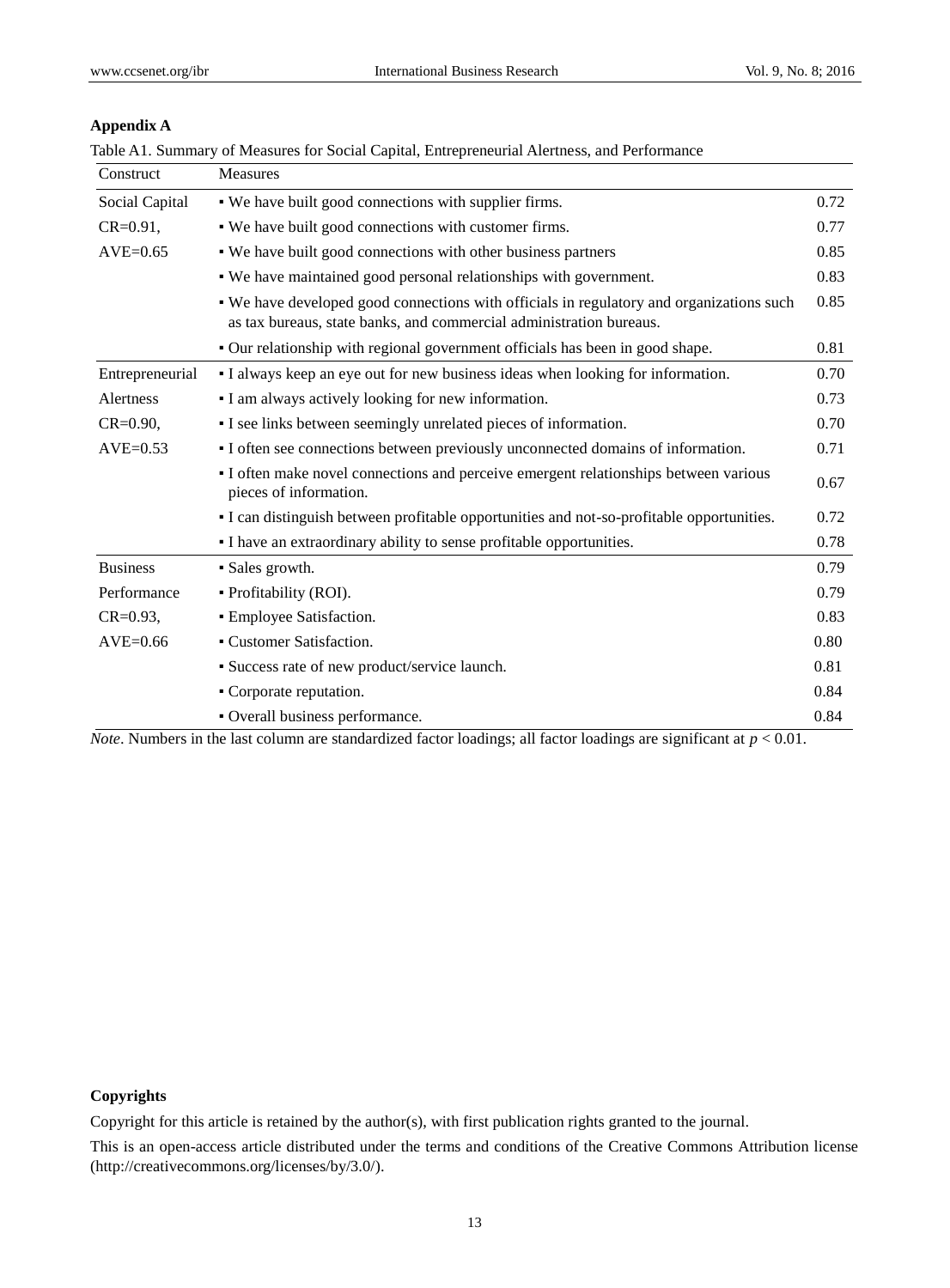## Appendix A

Table A1. Summary of Measures for Social Capital, Entrepreneurial Alertness, and Performance

| Construct | Measures | |
|---|---|---|
| Social Capital CR=0.91, AVE=0.65 | ▪ We have built good connections with supplier firms. | 0.72 |
| | ▪ We have built good connections with customer firms. | 0.77 |
| | ▪ We have built good connections with other business partners | 0.85 |
| | ▪ We have maintained good personal relationships with government. | 0.83 |
| | ▪ We have developed good connections with officials in regulatory and organizations such as tax bureaus, state banks, and commercial administration bureaus. | 0.85 |
| | ▪ Our relationship with regional government officials has been in good shape. | 0.81 |
| Entrepreneurial Alertness CR=0.90, AVE=0.53 | ▪ I always keep an eye out for new business ideas when looking for information. | 0.70 |
| | ▪ I am always actively looking for new information. | 0.73 |
| | ▪ I see links between seemingly unrelated pieces of information. | 0.70 |
| | ▪ I often see connections between previously unconnected domains of information. | 0.71 |
| | ▪ I often make novel connections and perceive emergent relationships between various pieces of information. | 0.67 |
| | ▪ I can distinguish between profitable opportunities and not-so-profitable opportunities. | 0.72 |
| | ▪ I have an extraordinary ability to sense profitable opportunities. | 0.78 |
| Business Performance CR=0.93, AVE=0.66 | ▪ Sales growth. | 0.79 |
| | ▪ Profitability (ROI). | 0.79 |
| | ▪ Employee Satisfaction. | 0.83 |
| | ▪ Customer Satisfaction. | 0.80 |
| | ▪ Success rate of new product/service launch. | 0.81 |
| | ▪ Corporate reputation. | 0.84 |
| | ▪ Overall business performance. | 0.84 |

*Note*. Numbers in the last column are standardized factor loadings; all factor loadings are significant at $p < 0.01$.

## Copyrights

Copyright for this article is retained by the author(s), with first publication rights granted to the journal.

This is an open-access article distributed under the terms and conditions of the Creative Commons Attribution license (http://creativecommons.org/licenses/by/3.0/).